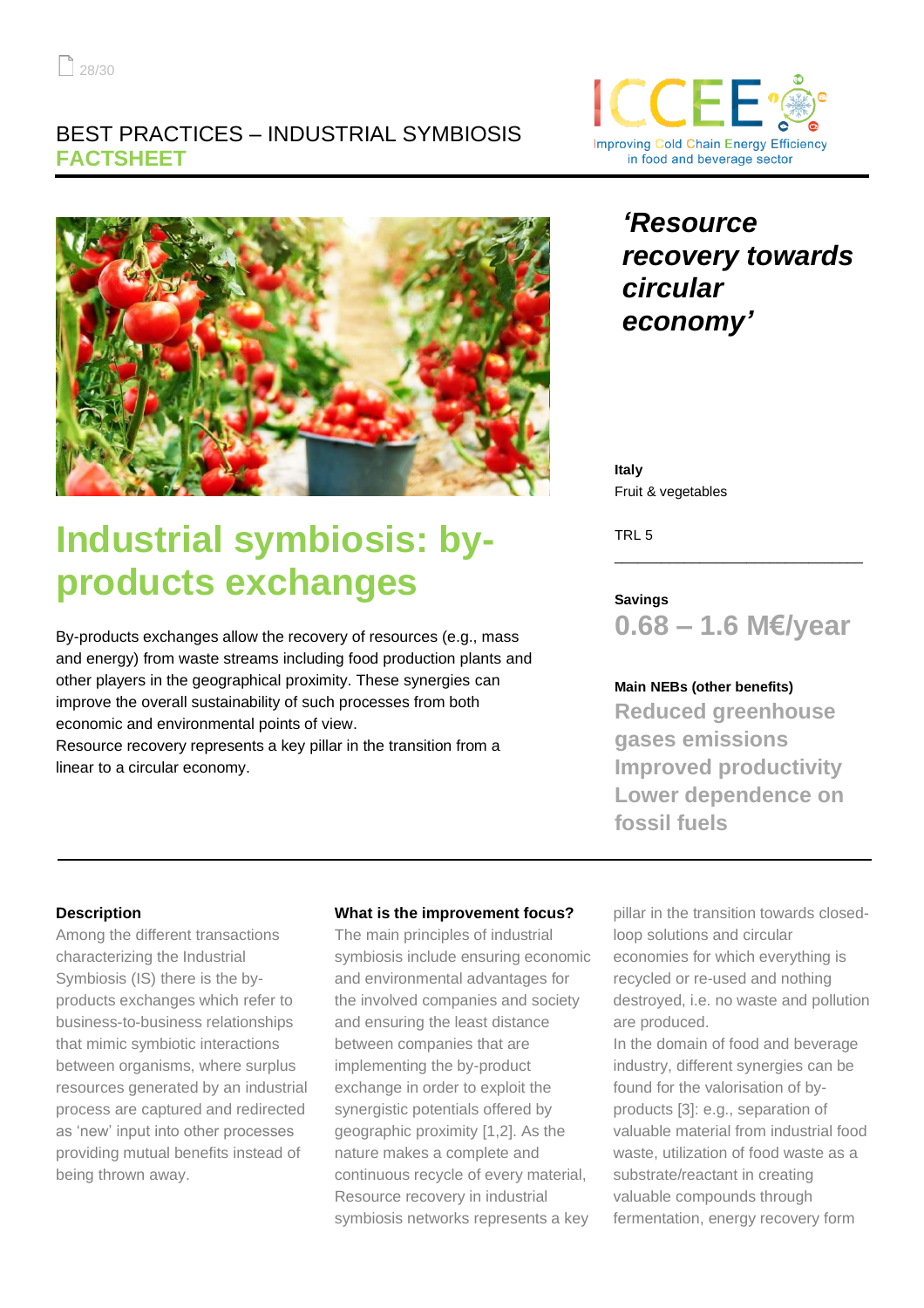BEST PRACTICES – INDUSTRIAL SYMBIOSIS
**FACTSHEET**

# Industrial symbiosis: by-products exchanges

By-products exchanges allow the recovery of resources (e.g., mass and energy) from waste streams including food production plants and other players in the geographical proximity. These synergies can improve the overall sustainability of such processes from both economic and environmental points of view.
Resource recovery represents a key pillar in the transition from a linear to a circular economy.

***'Resource recovery towards circular economy'***

**Italy**
Fruit & vegetables

TRL 5

**Savings**
**0.68 – 1.6 M€/year**

**Main NEBs (other benefits)**
**Reduced greenhouse gases emissions**
**Improved productivity**
**Lower dependence on fossil fuels**

**Description**

Among the different transactions characterizing the Industrial Symbiosis (IS) there is the by-products exchanges which refer to business-to-business relationships that mimic symbiotic interactions between organisms, where surplus resources generated by an industrial process are captured and redirected as 'new' input into other processes providing mutual benefits instead of being thrown away.

**What is the improvement focus?**

The main principles of industrial symbiosis include ensuring economic and environmental advantages for the involved companies and society and ensuring the least distance between companies that are implementing the by-product exchange in order to exploit the synergistic potentials offered by geographic proximity [1,2]. As the nature makes a complete and continuous recycle of every material, Resource recovery in industrial symbiosis networks represents a key pillar in the transition towards closed-loop solutions and circular economies for which everything is recycled or re-used and nothing destroyed, i.e. no waste and pollution are produced.
In the domain of food and beverage industry, different synergies can be found for the valorisation of by-products [3]: e.g., separation of valuable material from industrial food waste, utilization of food waste as a substrate/reactant in creating valuable compounds through fermentation, energy recovery form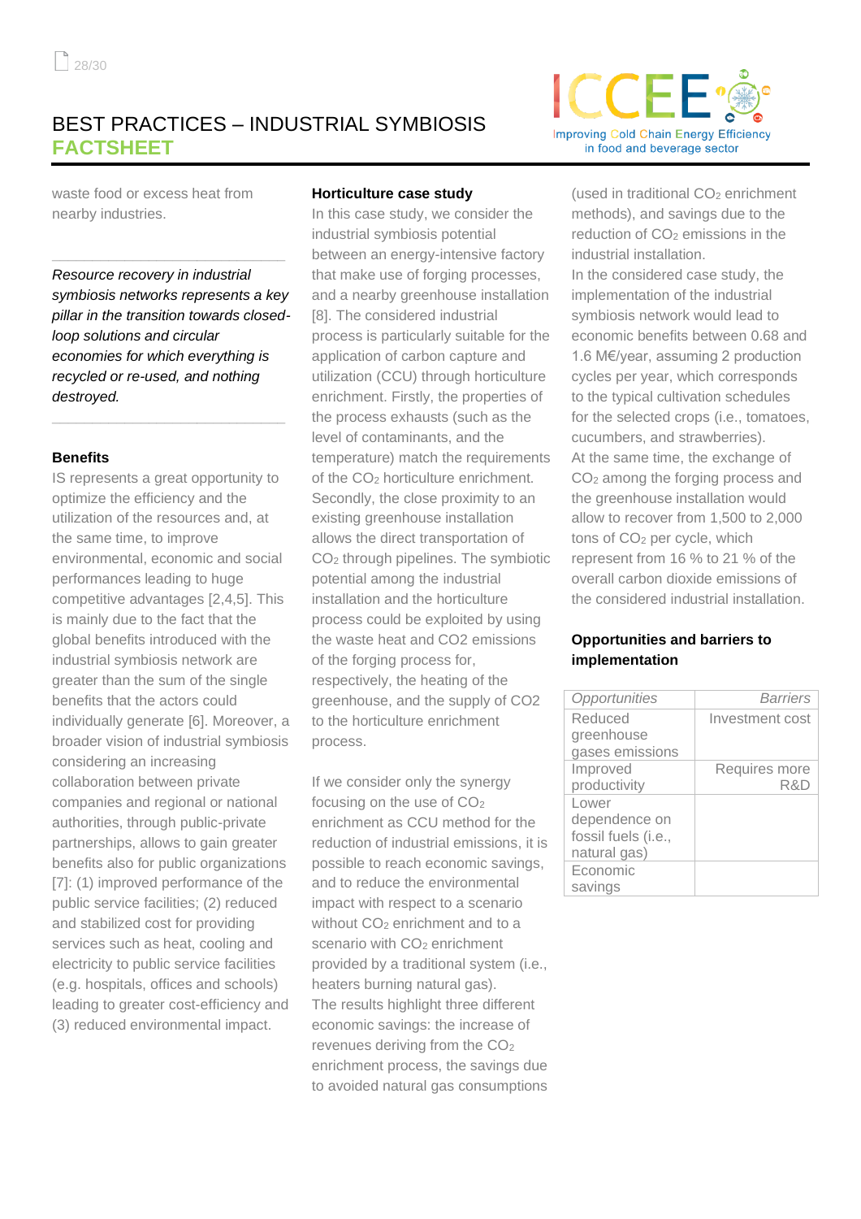waste food or excess heat from nearby industries.

---

*Resource recovery in industrial symbiosis networks represents a key pillar in the transition towards closed-loop solutions and circular economies for which everything is recycled or re-used, and nothing destroyed.*

---

**Benefits**

IS represents a great opportunity to optimize the efficiency and the utilization of the resources and, at the same time, to improve environmental, economic and social performances leading to huge competitive advantages [2,4,5]. This is mainly due to the fact that the global benefits introduced with the industrial symbiosis network are greater than the sum of the single benefits that the actors could individually generate [6]. Moreover, a broader vision of industrial symbiosis considering an increasing collaboration between private companies and regional or national authorities, through public-private partnerships, allows to gain greater benefits also for public organizations [7]: (1) improved performance of the public service facilities; (2) reduced and stabilized cost for providing services such as heat, cooling and electricity to public service facilities (e.g. hospitals, offices and schools) leading to greater cost-efficiency and (3) reduced environmental impact.

**Horticulture case study**

In this case study, we consider the industrial symbiosis potential between an energy-intensive factory that make use of forging processes, and a nearby greenhouse installation [8]. The considered industrial process is particularly suitable for the application of carbon capture and utilization (CCU) through horticulture enrichment. Firstly, the properties of the process exhausts (such as the level of contaminants, and the temperature) match the requirements of the $CO_2$ horticulture enrichment. Secondly, the close proximity to an existing greenhouse installation allows the direct transportation of $CO_2$ through pipelines. The symbiotic potential among the industrial installation and the horticulture process could be exploited by using the waste heat and CO2 emissions of the forging process for, respectively, the heating of the greenhouse, and the supply of CO2 to the horticulture enrichment process.

If we consider only the synergy focusing on the use of $CO_2$ enrichment as CCU method for the reduction of industrial emissions, it is possible to reach economic savings, and to reduce the environmental impact with respect to a scenario without $CO_2$ enrichment and to a scenario with $CO_2$ enrichment provided by a traditional system (i.e., heaters burning natural gas).

The results highlight three different economic savings: the increase of revenues deriving from the $CO_2$ enrichment process, the savings due to avoided natural gas consumptions (used in traditional $CO_2$ enrichment methods), and savings due to the reduction of $CO_2$ emissions in the industrial installation.

In the considered case study, the implementation of the industrial symbiosis network would lead to economic benefits between 0.68 and 1.6 M€/year, assuming 2 production cycles per year, which corresponds to the typical cultivation schedules for the selected crops (i.e., tomatoes, cucumbers, and strawberries).

At the same time, the exchange of $CO_2$ among the forging process and the greenhouse installation would allow to recover from 1,500 to 2,000 tons of $CO_2$ per cycle, which represent from 16 % to 21 % of the overall carbon dioxide emissions of the considered industrial installation.

**Opportunities and barriers to implementation**

| *Opportunities* | *Barriers* |
|---|---|
| Reduced greenhouse gases emissions | Investment cost |
| Improved productivity | Requires more R&D |
| Lower dependence on fossil fuels (i.e., natural gas) | |
| Economic savings | |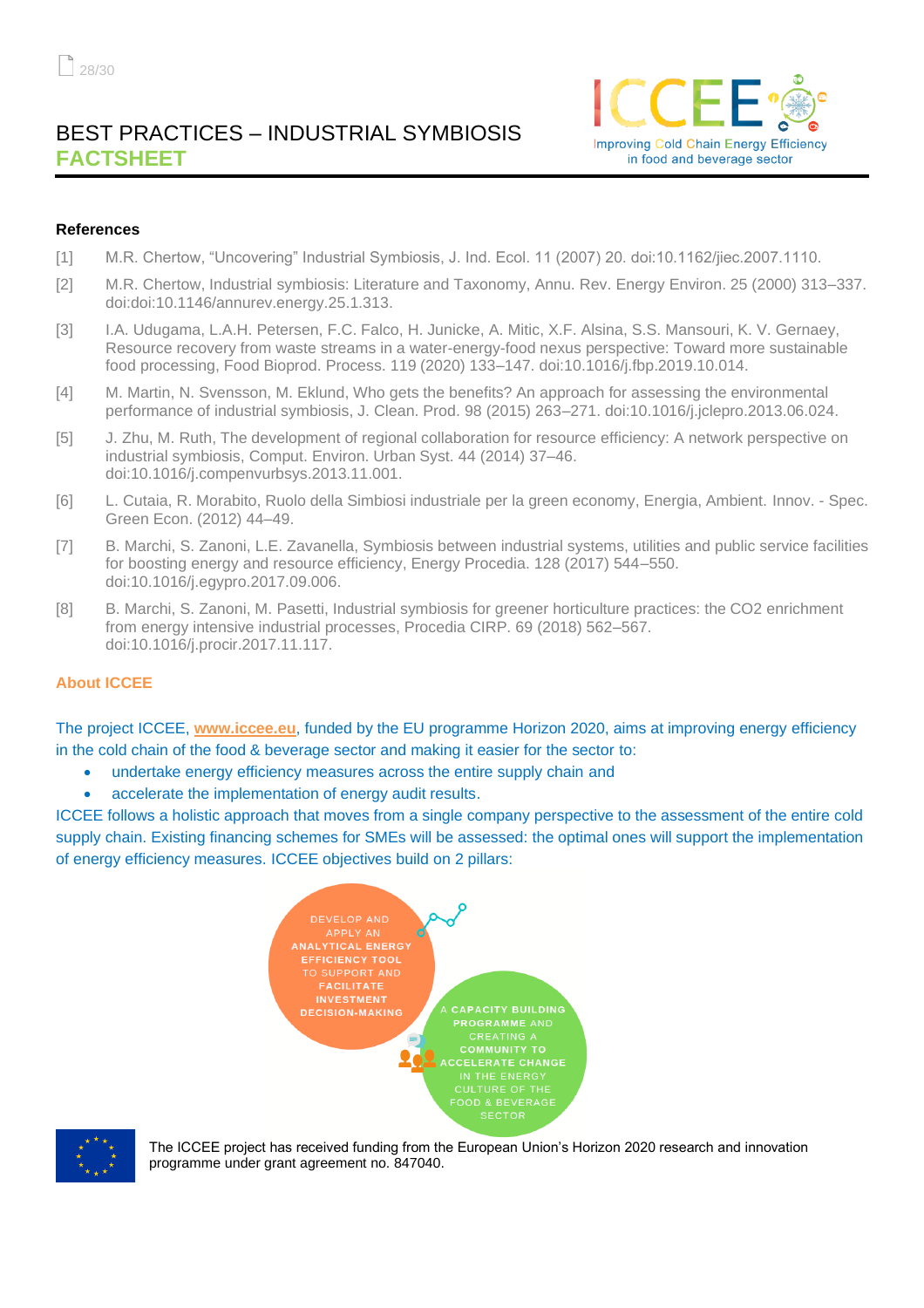# BEST PRACTICES – INDUSTRIAL SYMBIOSIS
## FACTSHEET

### References

[1] M.R. Chertow, "Uncovering" Industrial Symbiosis, J. Ind. Ecol. 11 (2007) 20. doi:10.1162/jiec.2007.1110.

[2] M.R. Chertow, Industrial symbiosis: Literature and Taxonomy, Annu. Rev. Energy Environ. 25 (2000) 313–337. doi:doi:10.1146/annurev.energy.25.1.313.

[3] I.A. Udugama, L.A.H. Petersen, F.C. Falco, H. Junicke, A. Mitic, X.F. Alsina, S.S. Mansouri, K. V. Gernaey, Resource recovery from waste streams in a water-energy-food nexus perspective: Toward more sustainable food processing, Food Bioprod. Process. 119 (2020) 133–147. doi:10.1016/j.fbp.2019.10.014.

[4] M. Martin, N. Svensson, M. Eklund, Who gets the benefits? An approach for assessing the environmental performance of industrial symbiosis, J. Clean. Prod. 98 (2015) 263–271. doi:10.1016/j.jclepro.2013.06.024.

[5] J. Zhu, M. Ruth, The development of regional collaboration for resource efficiency: A network perspective on industrial symbiosis, Comput. Environ. Urban Syst. 44 (2014) 37–46. doi:10.1016/j.compenvurbsys.2013.11.001.

[6] L. Cutaia, R. Morabito, Ruolo della Simbiosi industriale per la green economy, Energia, Ambient. Innov. - Spec. Green Econ. (2012) 44–49.

[7] B. Marchi, S. Zanoni, L.E. Zavanella, Symbiosis between industrial systems, utilities and public service facilities for boosting energy and resource efficiency, Energy Procedia. 128 (2017) 544–550. doi:10.1016/j.egypro.2017.09.006.

[8] B. Marchi, S. Zanoni, M. Pasetti, Industrial symbiosis for greener horticulture practices: the CO2 enrichment from energy intensive industrial processes, Procedia CIRP. 69 (2018) 562–567. doi:10.1016/j.procir.2017.11.117.

### About ICCEE

The project ICCEE, www.iccee.eu, funded by the EU programme Horizon 2020, aims at improving energy efficiency in the cold chain of the food & beverage sector and making it easier for the sector to:

- undertake energy efficiency measures across the entire supply chain and
- accelerate the implementation of energy audit results.

ICCEE follows a holistic approach that moves from a single company perspective to the assessment of the entire cold supply chain. Existing financing schemes for SMEs will be assessed: the optimal ones will support the implementation of energy efficiency measures. ICCEE objectives build on 2 pillars:

DEVELOP AND APPLY AN ANALYTICAL ENERGY EFFICIENCY TOOL TO SUPPORT AND FACILITATE INVESTMENT DECISION-MAKING

A CAPACITY BUILDING PROGRAMME AND CREATING A COMMUNITY TO ACCELERATE CHANGE IN THE ENERGY CULTURE OF THE FOOD & BEVERAGE SECTOR

The ICCEE project has received funding from the European Union's Horizon 2020 research and innovation programme under grant agreement no. 847040.